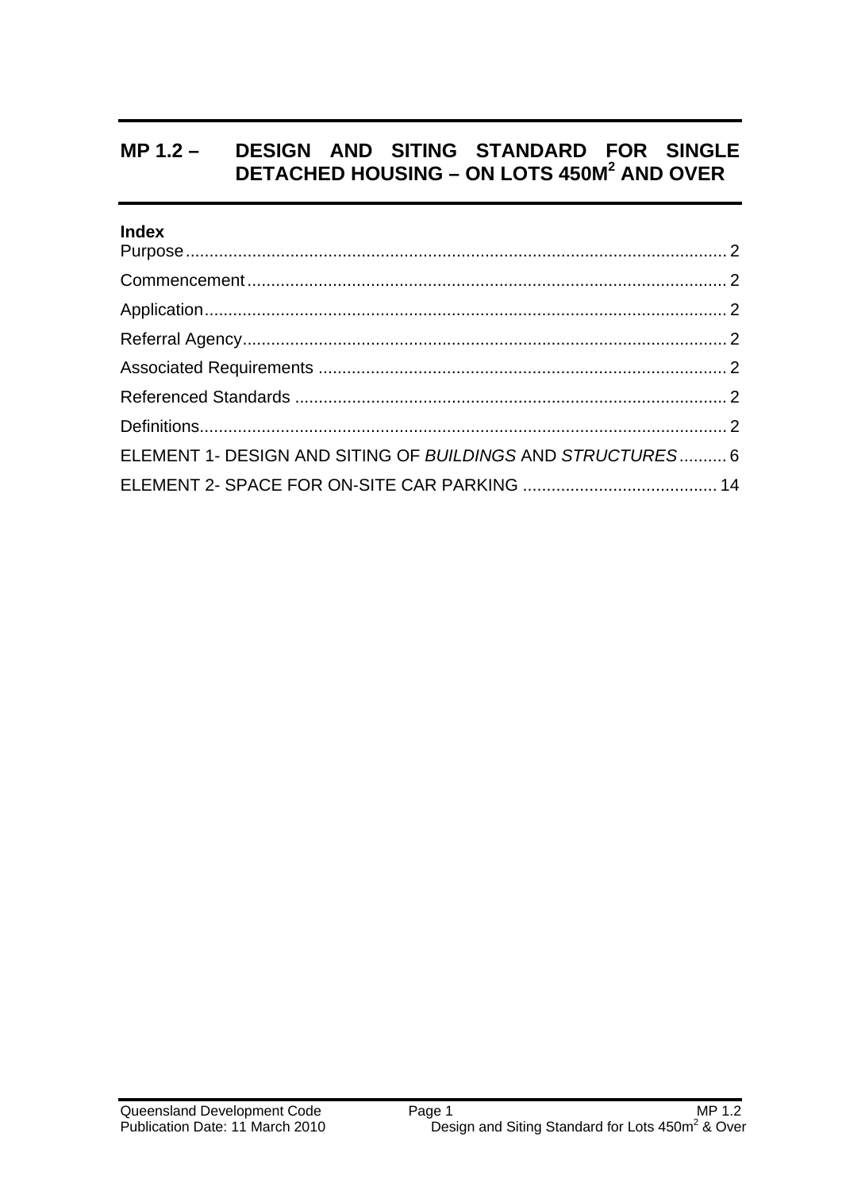# MP 1.2 – DESIGN AND SITING STANDARD FOR SINGLE DETACHED HOUSING – ON LOTS 450M$^2$ AND OVER

**Index**

Purpose .................................................................................................................. 2

Commencement .................................................................................................... 2

Application ............................................................................................................. 2

Referral Agency ..................................................................................................... 2

Associated Requirements ..................................................................................... 2

Referenced Standards .......................................................................................... 2

Definitions .............................................................................................................. 2

ELEMENT 1- DESIGN AND SITING OF *BUILDINGS* AND *STRUCTURES* .......... 6

ELEMENT 2- SPACE FOR ON-SITE CAR PARKING ......................................... 14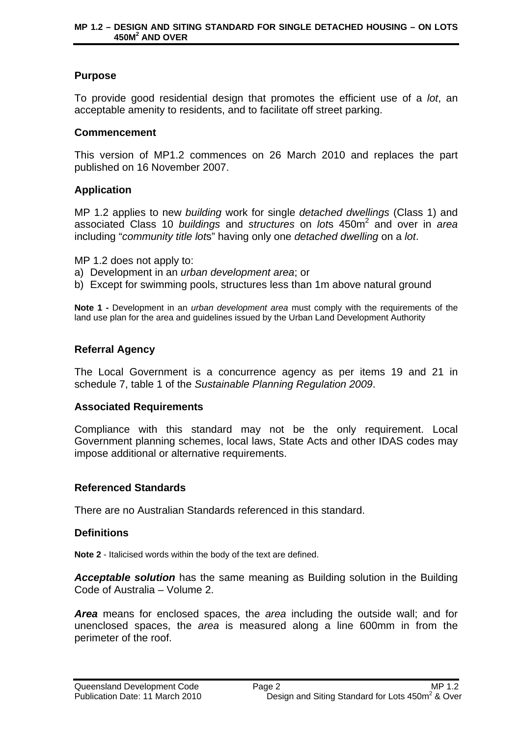## Purpose

To provide good residential design that promotes the efficient use of a *lot*, an acceptable amenity to residents, and to facilitate off street parking.

## Commencement

This version of MP1.2 commences on 26 March 2010 and replaces the part published on 16 November 2007.

## Application

MP 1.2 applies to new *building* work for single *detached dwellings* (Class 1) and associated Class 10 *buildings* and *structures* on *lot*s 450m$^2$ and over in *area* including "*community title lot*s" having only one *detached dwelling* on a *lot*.

MP 1.2 does not apply to:

a) Development in an *urban development area*; or
b) Except for swimming pools, structures less than 1m above natural ground

**Note 1 -** Development in an *urban development area* must comply with the requirements of the land use plan for the area and guidelines issued by the Urban Land Development Authority

## Referral Agency

The Local Government is a concurrence agency as per items 19 and 21 in schedule 7, table 1 of the *Sustainable Planning Regulation 2009*.

## Associated Requirements

Compliance with this standard may not be the only requirement. Local Government planning schemes, local laws, State Acts and other IDAS codes may impose additional or alternative requirements.

## Referenced Standards

There are no Australian Standards referenced in this standard.

## Definitions

**Note 2** - Italicised words within the body of the text are defined.

***Acceptable solution*** has the same meaning as Building solution in the Building Code of Australia – Volume 2.

***Area*** means for enclosed spaces, the *area* including the outside wall; and for unenclosed spaces, the *area* is measured along a line 600mm in from the perimeter of the roof.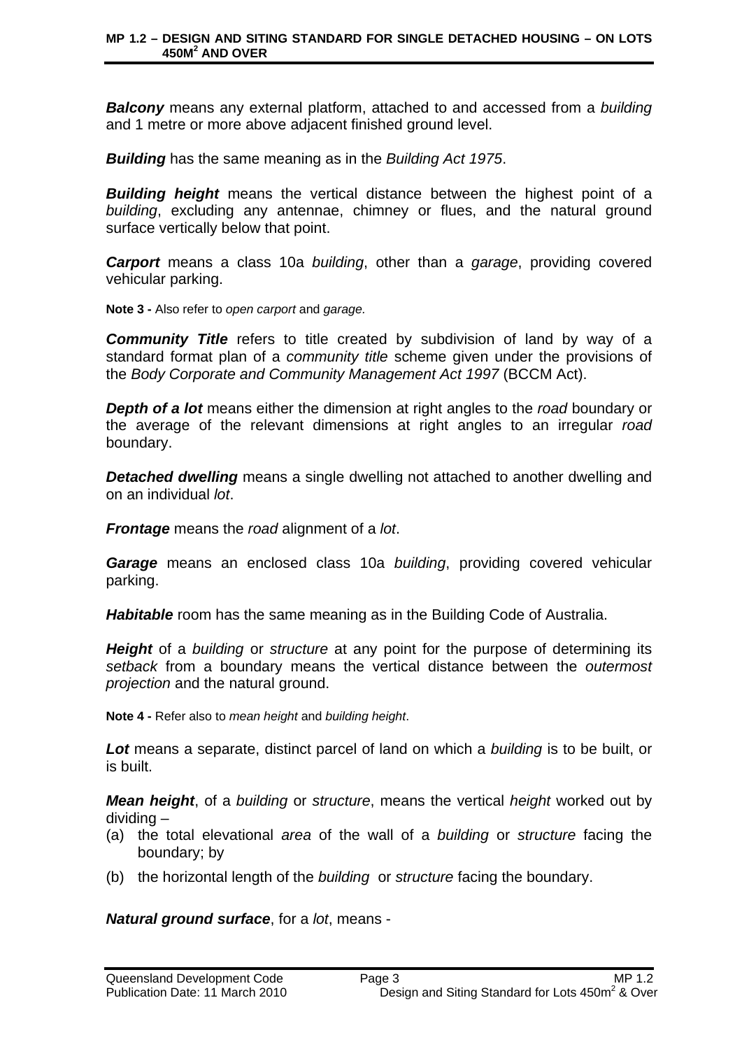***Balcony*** means any external platform, attached to and accessed from a *building* and 1 metre or more above adjacent finished ground level.

***Building*** has the same meaning as in the *Building Act 1975*.

***Building height*** means the vertical distance between the highest point of a *building*, excluding any antennae, chimney or flues, and the natural ground surface vertically below that point.

***Carport*** means a class 10a *building*, other than a *garage*, providing covered vehicular parking.

**Note 3 -** Also refer to *open carport* and *garage.*

***Community Title*** refers to title created by subdivision of land by way of a standard format plan of a *community title* scheme given under the provisions of the *Body Corporate and Community Management Act 1997* (BCCM Act).

***Depth of a lot*** means either the dimension at right angles to the *road* boundary or the average of the relevant dimensions at right angles to an irregular *road* boundary.

***Detached dwelling*** means a single dwelling not attached to another dwelling and on an individual *lot*.

***Frontage*** means the *road* alignment of a *lot*.

***Garage*** means an enclosed class 10a *building*, providing covered vehicular parking.

***Habitable*** room has the same meaning as in the Building Code of Australia.

***Height*** of a *building* or *structure* at any point for the purpose of determining its *setback* from a boundary means the vertical distance between the *outermost projection* and the natural ground.

**Note 4 -** Refer also to *mean height* and *building height*.

***Lot*** means a separate, distinct parcel of land on which a *building* is to be built, or is built.

***Mean height***, of a *building* or *structure*, means the vertical *height* worked out by dividing –

(a) the total elevational *area* of the wall of a *building* or *structure* facing the boundary; by

(b) the horizontal length of the *building* or *structure* facing the boundary.

***Natural ground surface***, for a *lot*, means -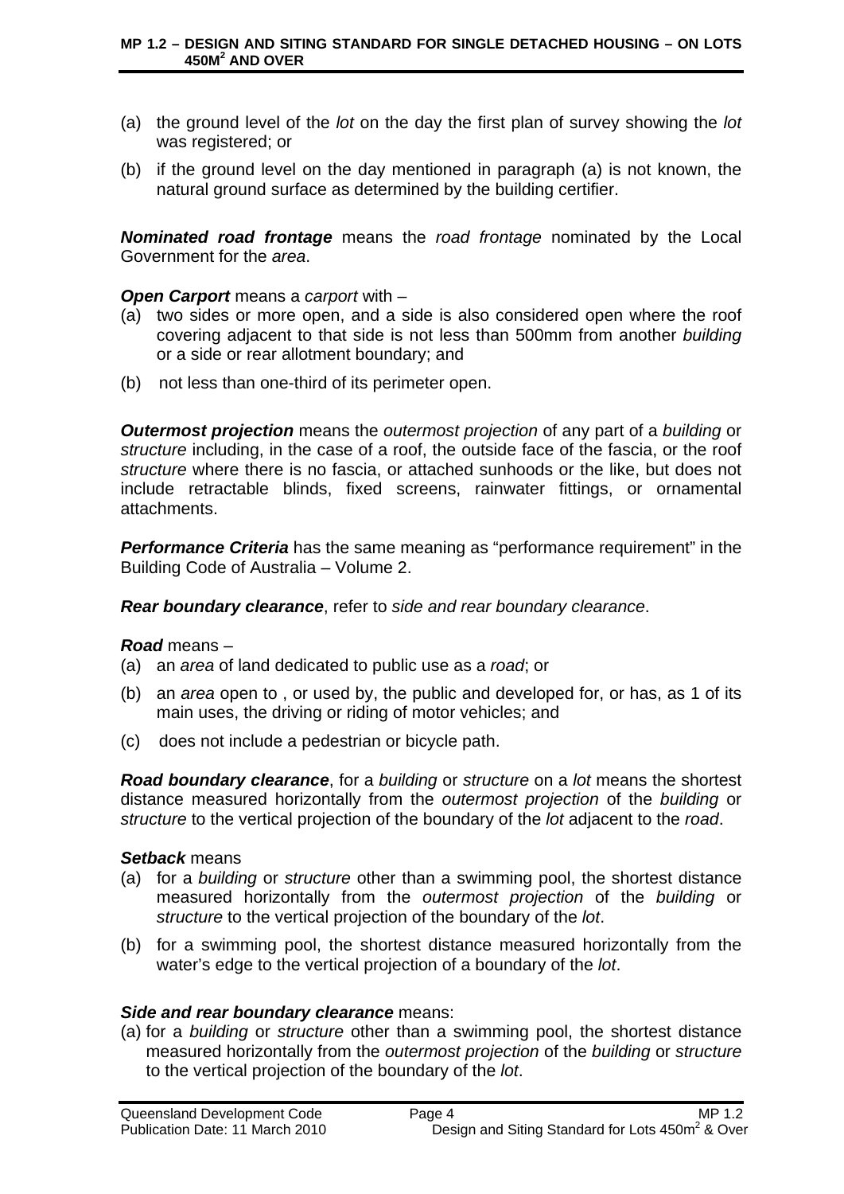(a) the ground level of the *lot* on the day the first plan of survey showing the *lot* was registered; or

(b) if the ground level on the day mentioned in paragraph (a) is not known, the natural ground surface as determined by the building certifier.

***Nominated road frontage*** means the *road frontage* nominated by the Local Government for the *area*.

***Open Carport*** means a *carport* with –

(a) two sides or more open, and a side is also considered open where the roof covering adjacent to that side is not less than 500mm from another *building* or a side or rear allotment boundary; and

(b) not less than one-third of its perimeter open.

***Outermost projection*** means the *outermost projection* of any part of a *building* or *structure* including, in the case of a roof, the outside face of the fascia, or the roof *structure* where there is no fascia, or attached sunhoods or the like, but does not include retractable blinds, fixed screens, rainwater fittings, or ornamental attachments.

***Performance Criteria*** has the same meaning as "performance requirement" in the Building Code of Australia – Volume 2.

***Rear boundary clearance***, refer to *side and rear boundary clearance*.

***Road*** means –

(a) an *area* of land dedicated to public use as a *road*; or

(b) an *area* open to , or used by, the public and developed for, or has, as 1 of its main uses, the driving or riding of motor vehicles; and

(c) does not include a pedestrian or bicycle path.

***Road boundary clearance***, for a *building* or *structure* on a *lot* means the shortest distance measured horizontally from the *outermost projection* of the *building* or *structure* to the vertical projection of the boundary of the *lot* adjacent to the *road*.

***Setback*** means

(a) for a *building* or *structure* other than a swimming pool, the shortest distance measured horizontally from the *outermost projection* of the *building* or *structure* to the vertical projection of the boundary of the *lot*.

(b) for a swimming pool, the shortest distance measured horizontally from the water's edge to the vertical projection of a boundary of the *lot*.

***Side and rear boundary clearance*** means:

(a) for a *building* or *structure* other than a swimming pool, the shortest distance measured horizontally from the *outermost projection* of the *building* or *structure* to the vertical projection of the boundary of the *lot*.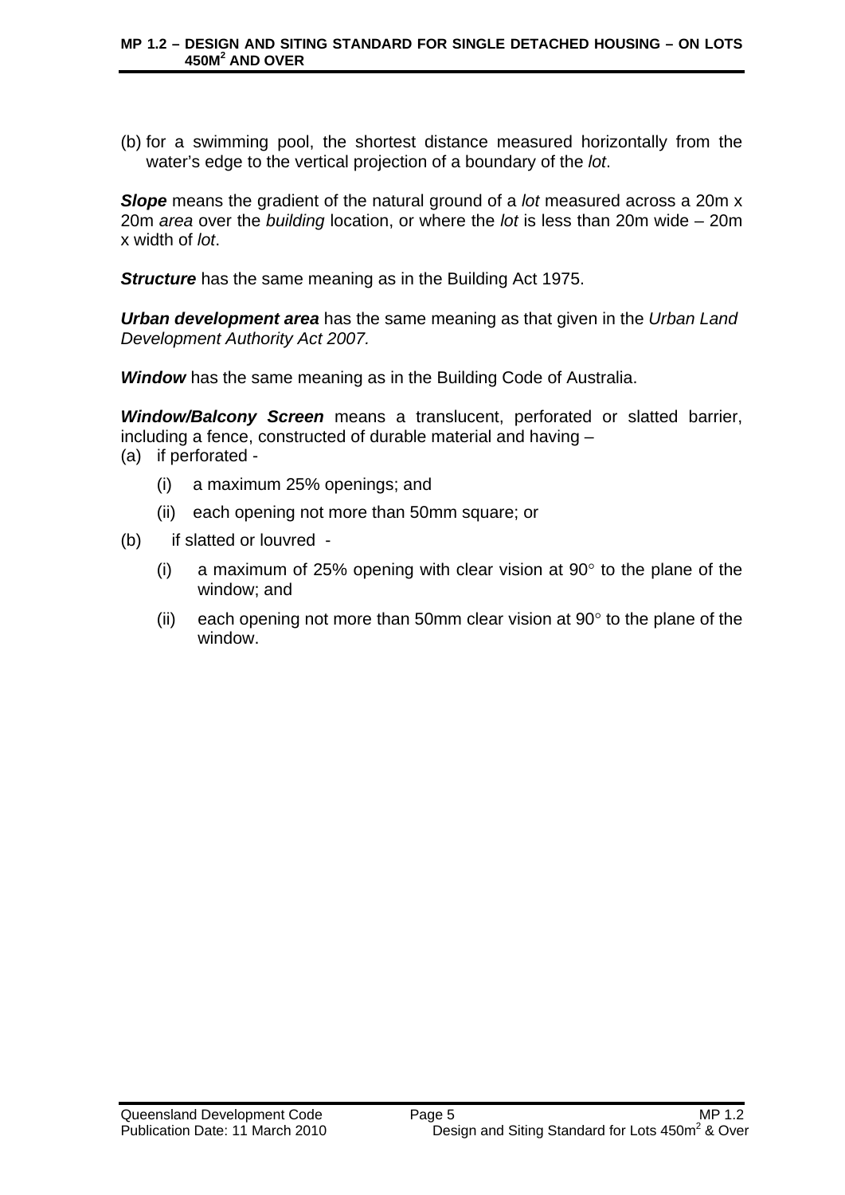(b) for a swimming pool, the shortest distance measured horizontally from the water's edge to the vertical projection of a boundary of the *lot*.

***Slope*** means the gradient of the natural ground of a *lot* measured across a 20m x 20m *area* over the *building* location, or where the *lot* is less than 20m wide – 20m x width of *lot*.

***Structure*** has the same meaning as in the Building Act 1975.

***Urban development area*** has the same meaning as that given in the *Urban Land Development Authority Act 2007.*

***Window*** has the same meaning as in the Building Code of Australia.

***Window/Balcony Screen*** means a translucent, perforated or slatted barrier, including a fence, constructed of durable material and having –

(a) if perforated -

   (i) a maximum 25% openings; and

   (ii) each opening not more than 50mm square; or

(b) if slatted or louvred -

   (i) a maximum of 25% opening with clear vision at 90° to the plane of the window; and

   (ii) each opening not more than 50mm clear vision at 90° to the plane of the window.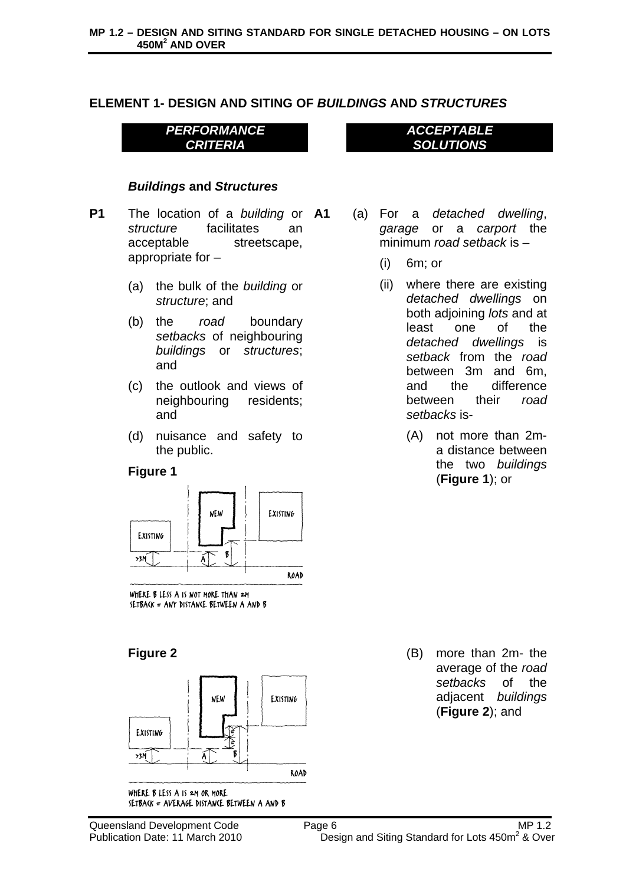## ELEMENT 1- DESIGN AND SITING OF *BUILDINGS* AND *STRUCTURES*

| *PERFORMANCE CRITERIA* | *ACCEPTABLE SOLUTIONS* |
|---|---|

### *Buildings* and *Structures*

**P1** The location of a *building* or *structure* facilitates an acceptable streetscape, appropriate for –

(a) the bulk of the *building* or *structure*; and

(b) the *road* boundary *setbacks* of neighbouring *buildings* or *structures*; and

(c) the outlook and views of neighbouring residents; and

(d) nuisance and safety to the public.

**A1** (a) For a *detached dwelling*, *garage* or a *carport* the minimum *road setback* is –

(i) 6m; or

(ii) where there are existing *detached dwellings* on both adjoining *lots* and at least one of the *detached dwellings* is *setback* from the *road* between 3m and 6m, and the difference between their *road setbacks* is-

(A) not more than 2m- a distance between the two *buildings* (**Figure 1**); or

(B) more than 2m- the average of the *road setbacks* of the adjacent *buildings* (**Figure 2**); and

**Figure 1**

WHERE B LESS A IS NOT MORE THAN 2M
SETBACK = ANY DISTANCE BETWEEN A AND B

**Figure 2**

WHERE B LESS A IS 2M OR MORE
SETBACK = AVERAGE DISTANCE BETWEEN A AND B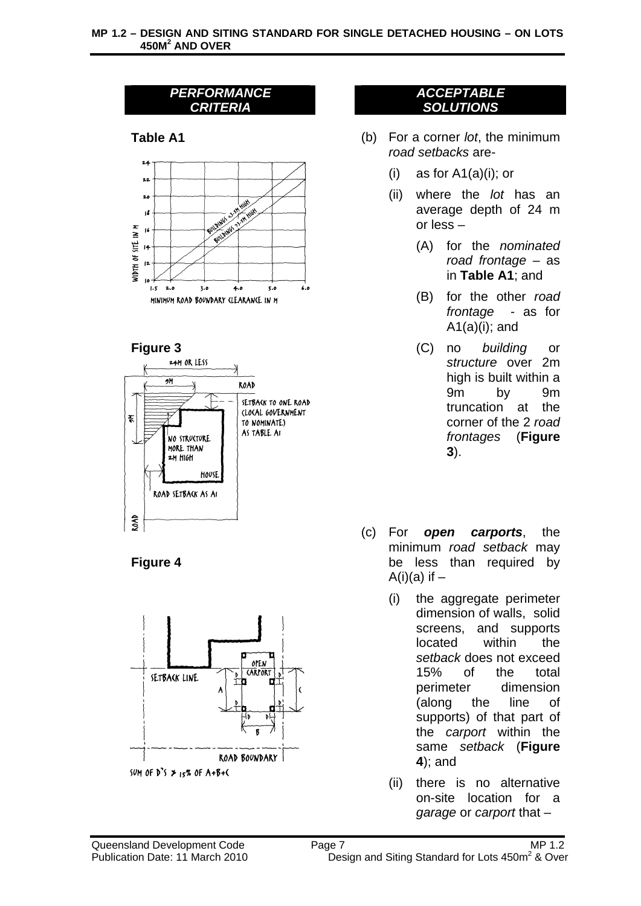| PERFORMANCE CRITERIA | ACCEPTABLE SOLUTIONS |
|---|---|
| | |

**Table A1**

**Figure 3**

**Figure 4**

(b) For a corner *lot*, the minimum *road setbacks* are-

  (i) as for A1(a)(i); or

  (ii) where the *lot* has an average depth of 24 m or less –

    (A) for the *nominated road frontage* – as in **Table A1**; and

    (B) for the other *road frontage* - as for A1(a)(i); and

    (C) no *building* or *structure* over 2m high is built within a 9m by 9m truncation at the corner of the 2 *road frontages* (**Figure 3**).

(c) For ***open carports***, the minimum *road setback* may be less than required by A(i)(a) if –

  (i) the aggregate perimeter dimension of walls, solid screens, and supports located within the *setback* does not exceed 15% of the total perimeter dimension (along the line of supports) of that part of the *carport* within the same *setback* (**Figure 4**); and

  (ii) there is no alternative on-site location for a *garage* or *carport* that –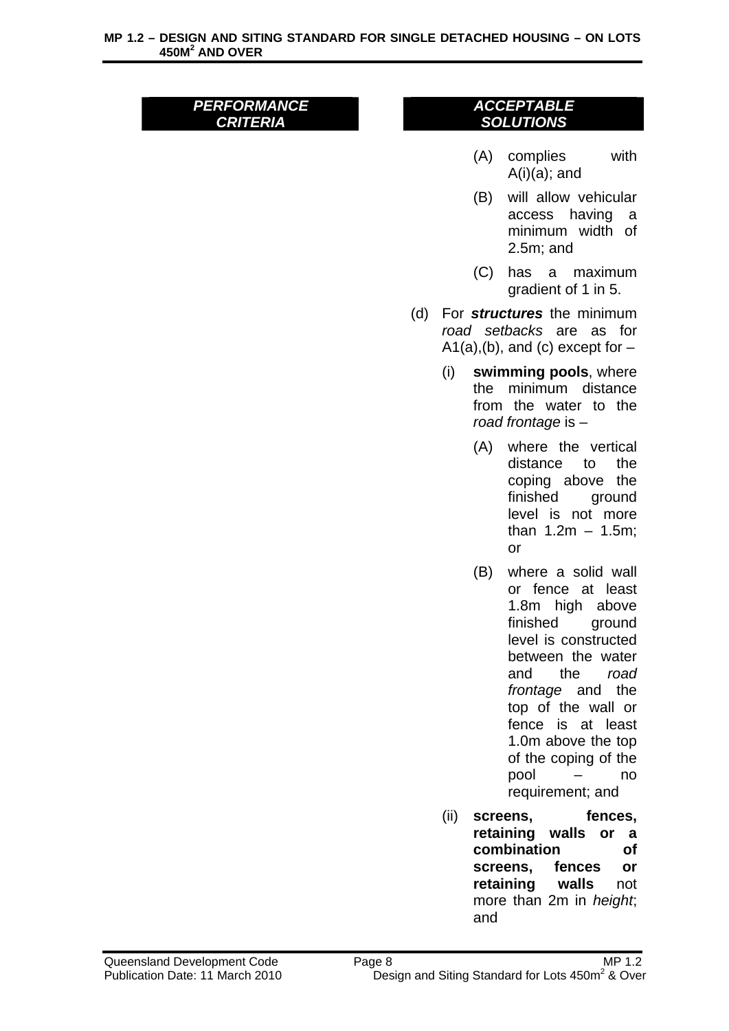| PERFORMANCE CRITERIA | ACCEPTABLE SOLUTIONS |
| --- | --- |
| | (A) complies with A(i)(a); and<br><br>(B) will allow vehicular access having a minimum width of 2.5m; and<br><br>(C) has a maximum gradient of 1 in 5.<br><br>(d) For ***structures*** the minimum *road setbacks* are as for A1(a),(b), and (c) except for –<br><br>(i) **swimming pools**, where the minimum distance from the water to the *road frontage* is –<br><br>(A) where the vertical distance to the coping above the finished ground level is not more than 1.2m – 1.5m; or<br><br>(B) where a solid wall or fence at least 1.8m high above finished ground level is constructed between the water and the *road frontage* and the top of the wall or fence is at least 1.0m above the top of the coping of the pool – no requirement; and<br><br>(ii) **screens, fences, retaining walls or a combination of screens, fences or retaining walls** not more than 2m in *height*; and |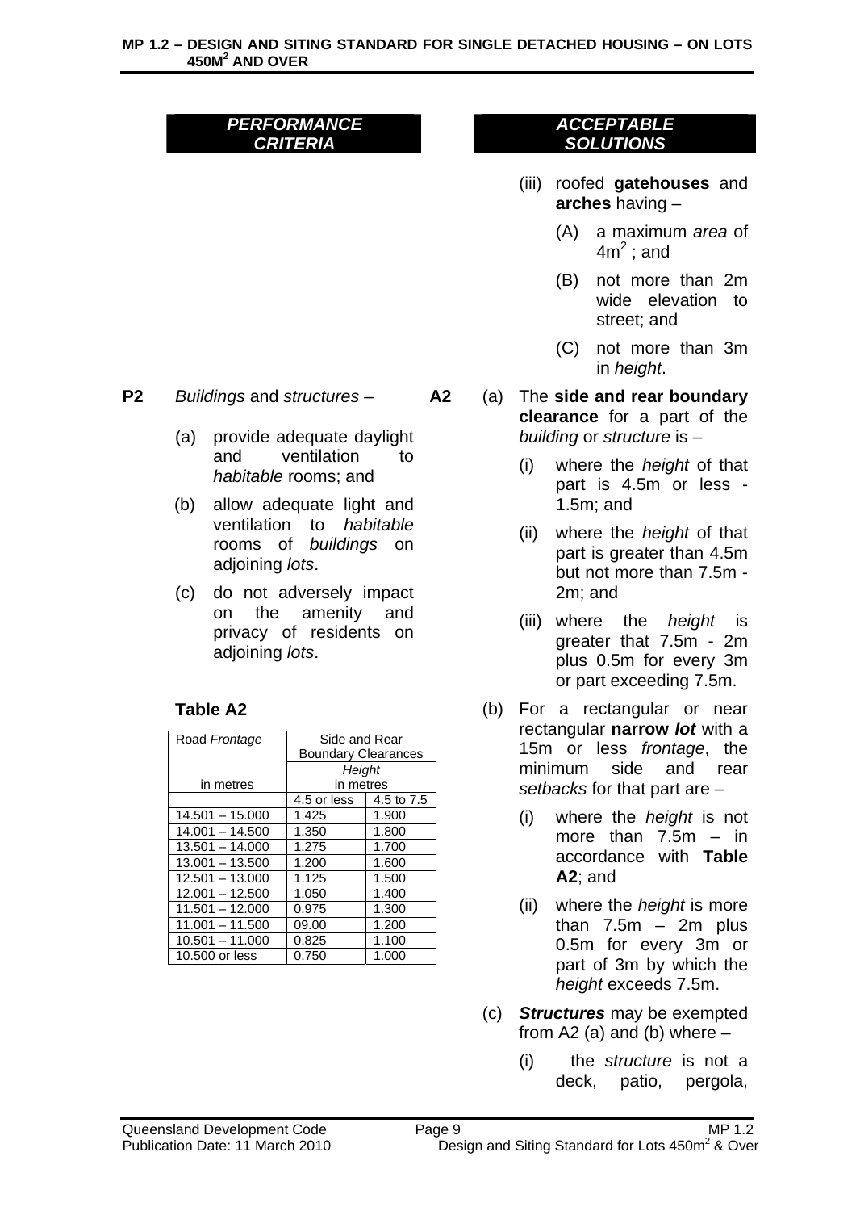| PERFORMANCE CRITERIA | ACCEPTABLE SOLUTIONS |
|---|---|

(iii) roofed **gatehouses** and **arches** having –

(A) a maximum *area* of $4m^2$ ; and

(B) not more than 2m wide elevation to street; and

(C) not more than 3m in *height*.

**P2** *Buildings* and *structures* –

(a) provide adequate daylight and ventilation to *habitable* rooms; and

(b) allow adequate light and ventilation to *habitable* rooms of *buildings* on adjoining *lots*.

(c) do not adversely impact on the amenity and privacy of residents on adjoining *lots*.

**Table A2**

| Road *Frontage* in metres | Side and Rear Boundary Clearances *Height* in metres | |
|---|---|---|
| | 4.5 or less | 4.5 to 7.5 |
| 14.501 – 15.000 | 1.425 | 1.900 |
| 14.001 – 14.500 | 1.350 | 1.800 |
| 13.501 – 14.000 | 1.275 | 1.700 |
| 13.001 – 13.500 | 1.200 | 1.600 |
| 12.501 – 13.000 | 1.125 | 1.500 |
| 12.001 – 12.500 | 1.050 | 1.400 |
| 11.501 – 12.000 | 0.975 | 1.300 |
| 11.001 – 11.500 | 09.00 | 1.200 |
| 10.501 – 11.000 | 0.825 | 1.100 |
| 10.500 or less | 0.750 | 1.000 |

**A2** (a) The **side and rear boundary clearance** for a part of the *building* or *structure* is –

(i) where the *height* of that part is 4.5m or less - 1.5m; and

(ii) where the *height* of that part is greater than 4.5m but not more than 7.5m - 2m; and

(iii) where the *height* is greater that 7.5m - 2m plus 0.5m for every 3m or part exceeding 7.5m.

(b) For a rectangular or near rectangular **narrow *lot*** with a 15m or less *frontage*, the minimum side and rear *setbacks* for that part are –

(i) where the *height* is not more than 7.5m – in accordance with **Table A2**; and

(ii) where the *height* is more than 7.5m – 2m plus 0.5m for every 3m or part of 3m by which the *height* exceeds 7.5m.

(c) ***Structures*** may be exempted from A2 (a) and (b) where –

(i) the *structure* is not a deck, patio, pergola,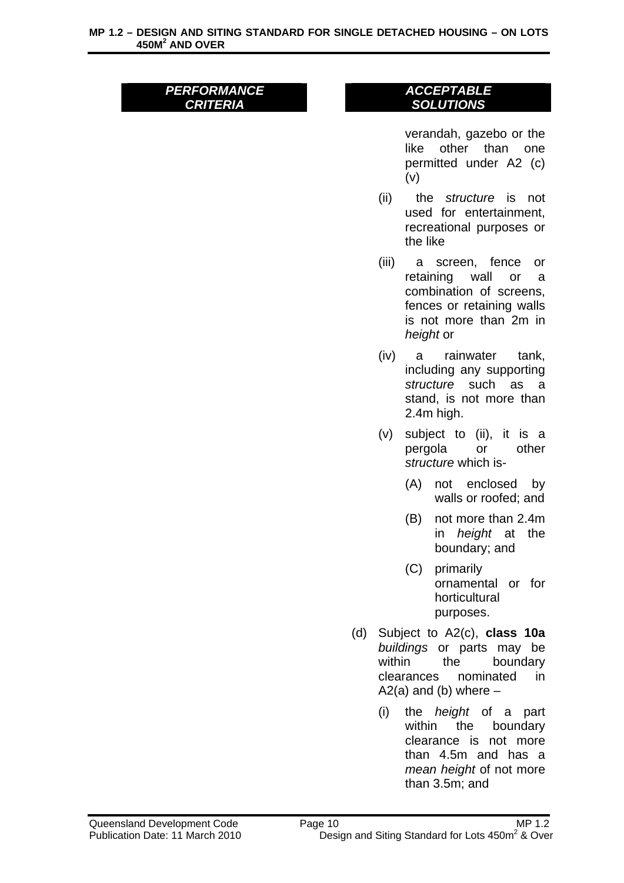| *PERFORMANCE CRITERIA* | *ACCEPTABLE SOLUTIONS* |
|---|---|
| | verandah, gazebo or the like other than one permitted under A2 (c) (v)<br><br>(ii) the *structure* is not used for entertainment, recreational purposes or the like<br><br>(iii) a screen, fence or retaining wall or a combination of screens, fences or retaining walls is not more than 2m in *height* or<br><br>(iv) a rainwater tank, including any supporting *structure* such as a stand, is not more than 2.4m high.<br><br>(v) subject to (ii), it is a pergola or other *structure* which is-<br><br>(A) not enclosed by walls or roofed; and<br><br>(B) not more than 2.4m in *height* at the boundary; and<br><br>(C) primarily ornamental or for horticultural purposes.<br><br>(d) Subject to A2(c), **class 10a** *buildings* or parts may be within the boundary clearances nominated in A2(a) and (b) where –<br><br>(i) the *height* of a part within the boundary clearance is not more than 4.5m and has a *mean height* of not more than 3.5m; and |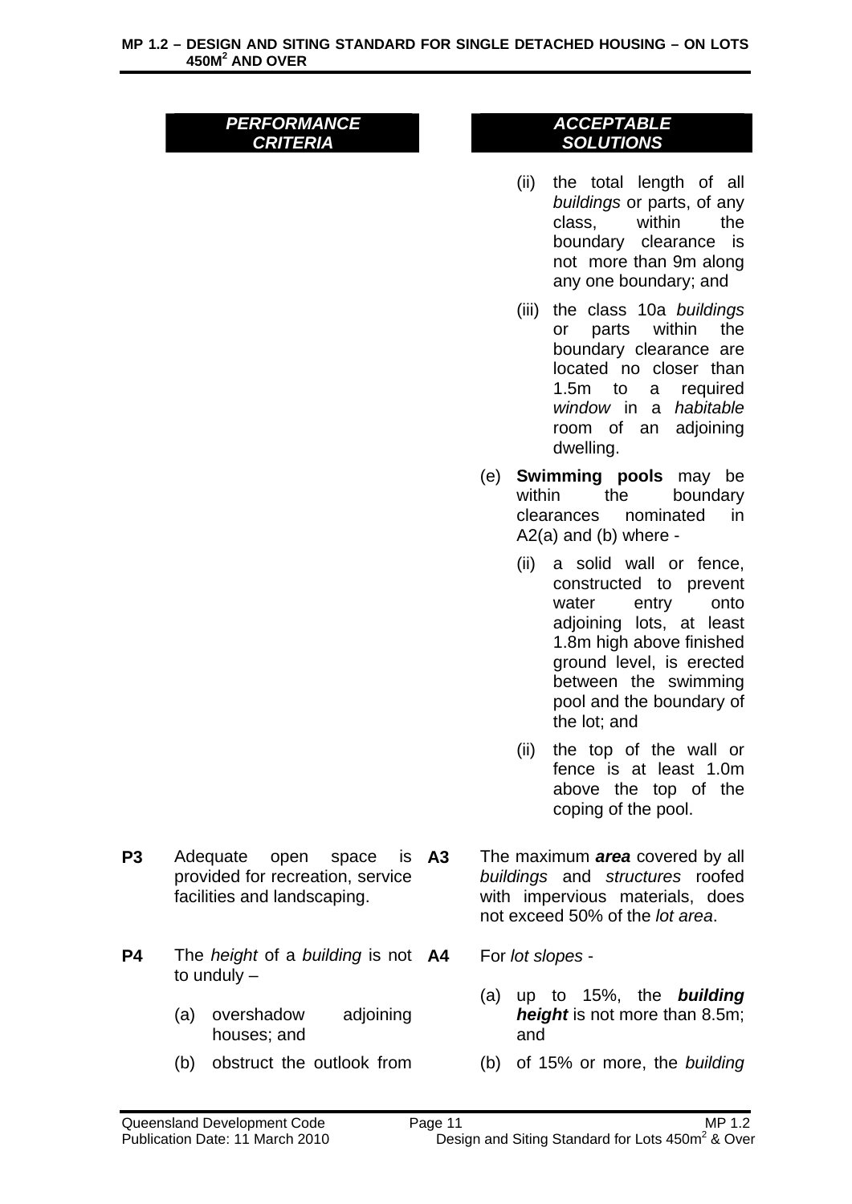| PERFORMANCE CRITERIA | | ACCEPTABLE SOLUTIONS |
|---|---|---|
| | | (ii) the total length of all *buildings* or parts, of any class, within the boundary clearance is not more than 9m along any one boundary; and<br><br>(iii) the class 10a *buildings* or parts within the boundary clearance are located no closer than 1.5m to a required *window* in a *habitable* room of an adjoining dwelling.<br><br>(e) **Swimming pools** may be within the boundary clearances nominated in A2(a) and (b) where -<br><br>(ii) a solid wall or fence, constructed to prevent water entry onto adjoining lots, at least 1.8m high above finished ground level, is erected between the swimming pool and the boundary of the lot; and<br><br>(ii) the top of the wall or fence is at least 1.0m above the top of the coping of the pool. |
| **P3** Adequate open space is provided for recreation, service facilities and landscaping. | **A3** | The maximum ***area*** covered by all *buildings* and *structures* roofed with impervious materials, does not exceed 50% of the *lot area*. |
| **P4** The *height* of a *building* is not to unduly –<br><br>(a) overshadow adjoining houses; and<br><br>(b) obstruct the outlook from | **A4** | For *lot slopes* -<br><br>(a) up to 15%, the ***building height*** is not more than 8.5m; and<br><br>(b) of 15% or more, the *building* |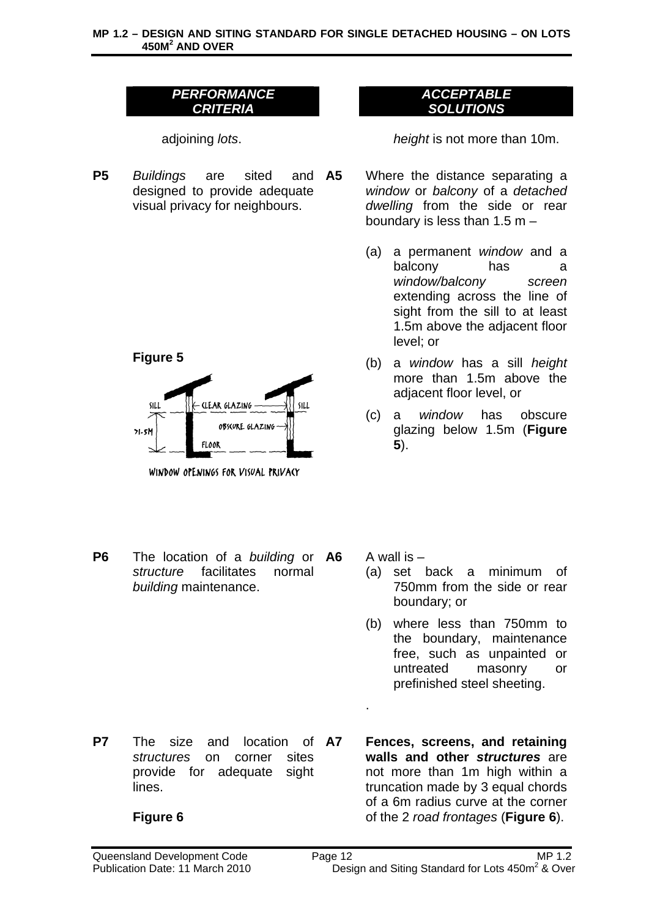| PERFORMANCE CRITERIA | | ACCEPTABLE SOLUTIONS | |
|---|---|---|---|
| | adjoining *lots*. | | *height* is not more than 10m. |
| **P5** | *Buildings* are sited and designed to provide adequate visual privacy for neighbours.<br><br>**Figure 5**<br><br>WINDOW OPENINGS FOR VISUAL PRIVACY | **A5** | Where the distance separating a *window* or *balcony* of a *detached dwelling* from the side or rear boundary is less than 1.5 m –<br><br>(a) a permanent *window* and a balcony has a *window/balcony screen* extending across the line of sight from the sill to at least 1.5m above the adjacent floor level; or<br><br>(b) a *window* has a sill *height* more than 1.5m above the adjacent floor level, or<br><br>(c) a *window* has obscure glazing below 1.5m (**Figure 5**). |
| **P6** | The location of a *building* or *structure* facilitates normal *building* maintenance. | **A6** | A wall is –<br><br>(a) set back a minimum of 750mm from the side or rear boundary; or<br><br>(b) where less than 750mm to the boundary, maintenance free, such as unpainted or untreated masonry or prefinished steel sheeting.<br><br>. |
| **P7** | The size and location of *structures* on corner sites provide for adequate sight lines.<br><br>**Figure 6** | **A7** | **Fences, screens, and retaining walls and other *structures*** are not more than 1m high within a truncation made by 3 equal chords of a 6m radius curve at the corner of the 2 *road frontages* (**Figure 6**). |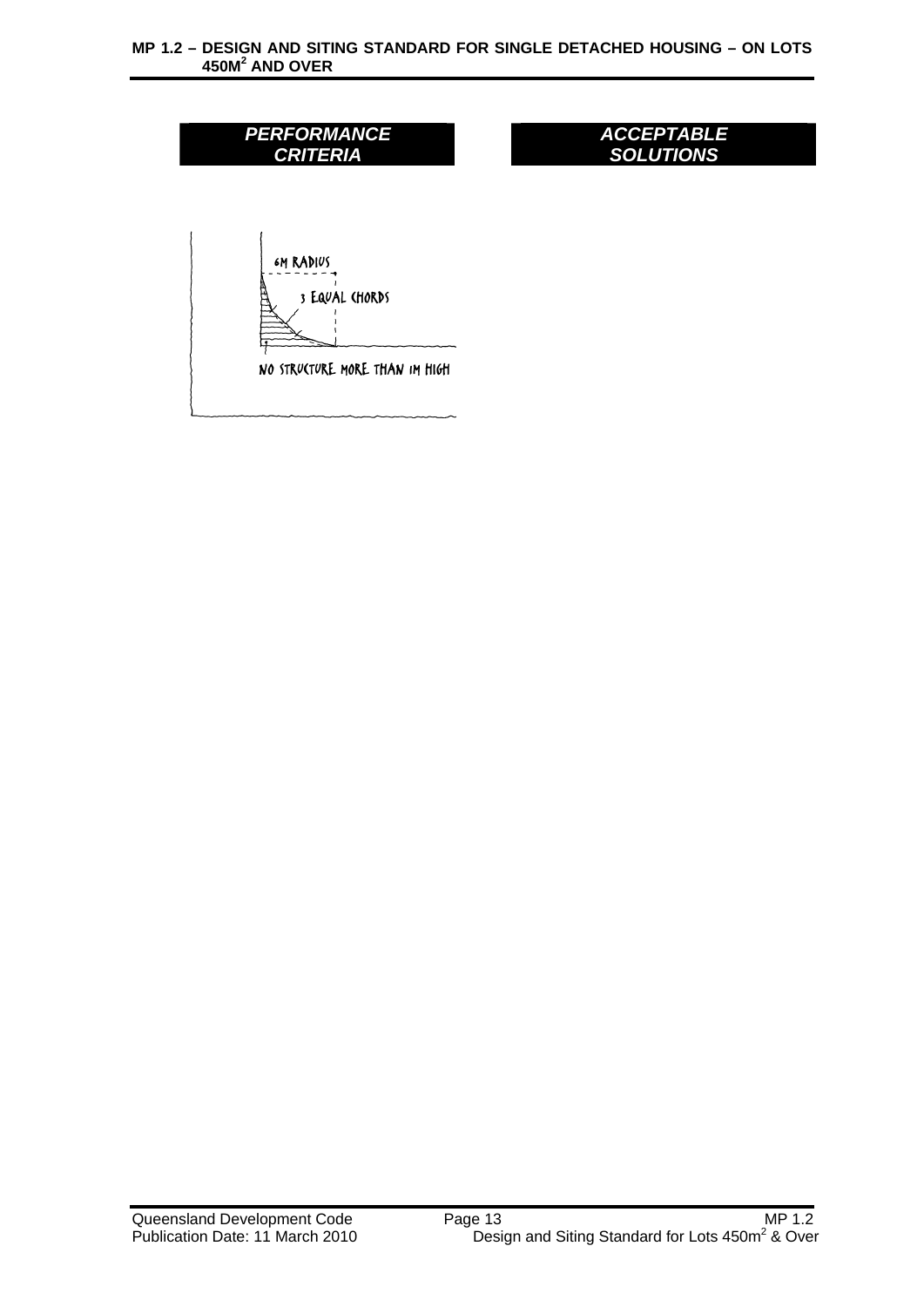| *PERFORMANCE CRITERIA* | *ACCEPTABLE SOLUTIONS* |
| --- | --- |
| 6M RADIUS<br>3 EQUAL CHORDS<br>NO STRUCTURE MORE THAN 1M HIGH | |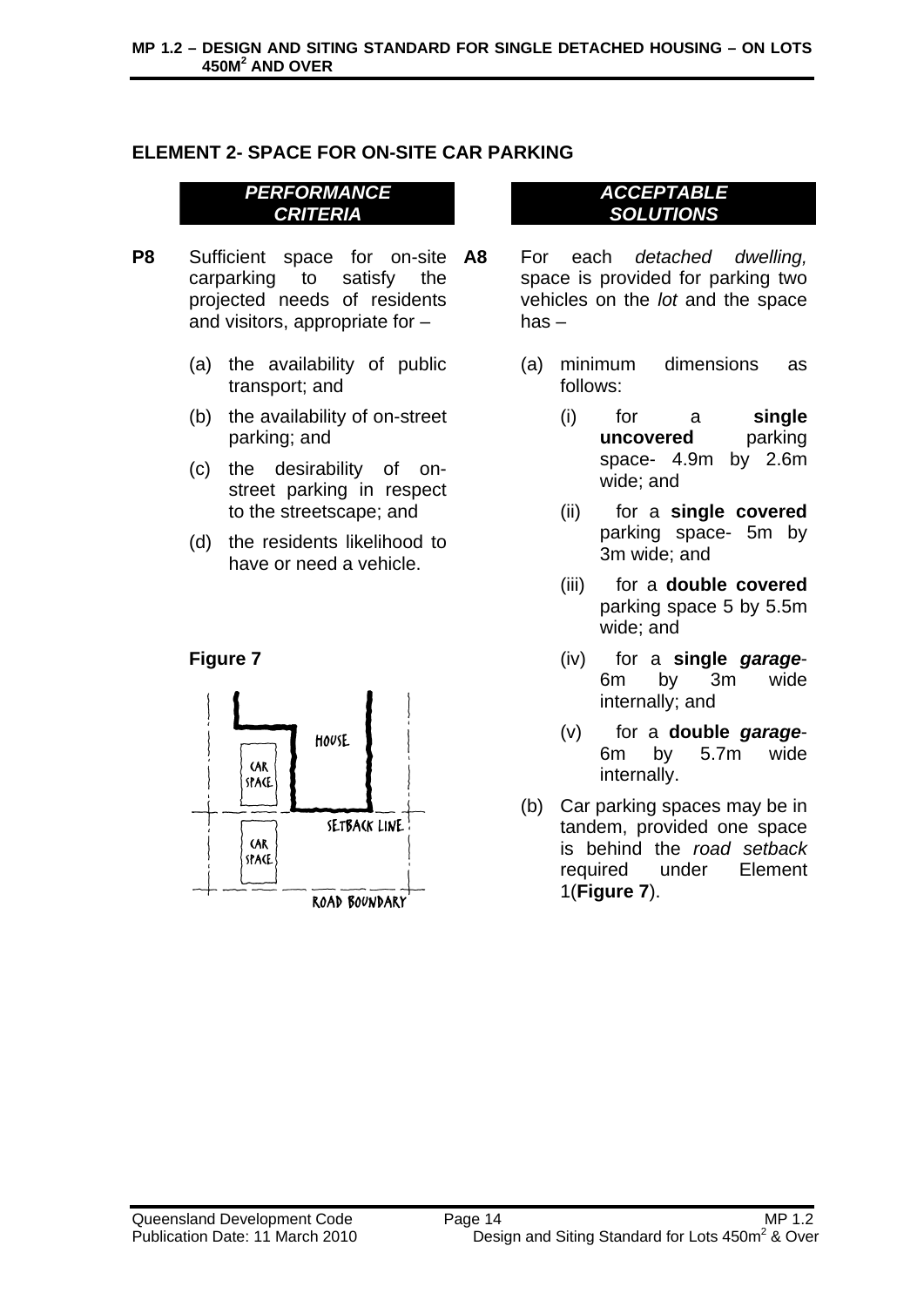## ELEMENT 2- SPACE FOR ON-SITE CAR PARKING

| PERFORMANCE CRITERIA | ACCEPTABLE SOLUTIONS |
|---|---|
| **P8** Sufficient space for on-site carparking to satisfy the projected needs of residents and visitors, appropriate for –<br>(a) the availability of public transport; and<br>(b) the availability of on-street parking; and<br>(c) the desirability of on-street parking in respect to the streetscape; and<br>(d) the residents likelihood to have or need a vehicle. | **A8** For each *detached dwelling,* space is provided for parking two vehicles on the *lot* and the space has –<br>(a) minimum dimensions as follows:<br>(i) for a **single uncovered** parking space- 4.9m by 2.6m wide; and<br>(ii) for a **single covered** parking space- 5m by 3m wide; and<br>(iii) for a **double covered** parking space 5 by 5.5m wide; and<br>(iv) for a **single *garage***- 6m by 3m wide internally; and<br>(v) for a **double *garage***- 6m by 5.7m wide internally.<br>(b) Car parking spaces may be in tandem, provided one space is behind the *road setback* required under Element 1(**Figure 7**). |

**Figure 7**

HOUSE

CAR SPACE

SETBACK LINE

CAR SPACE

ROAD BOUNDARY